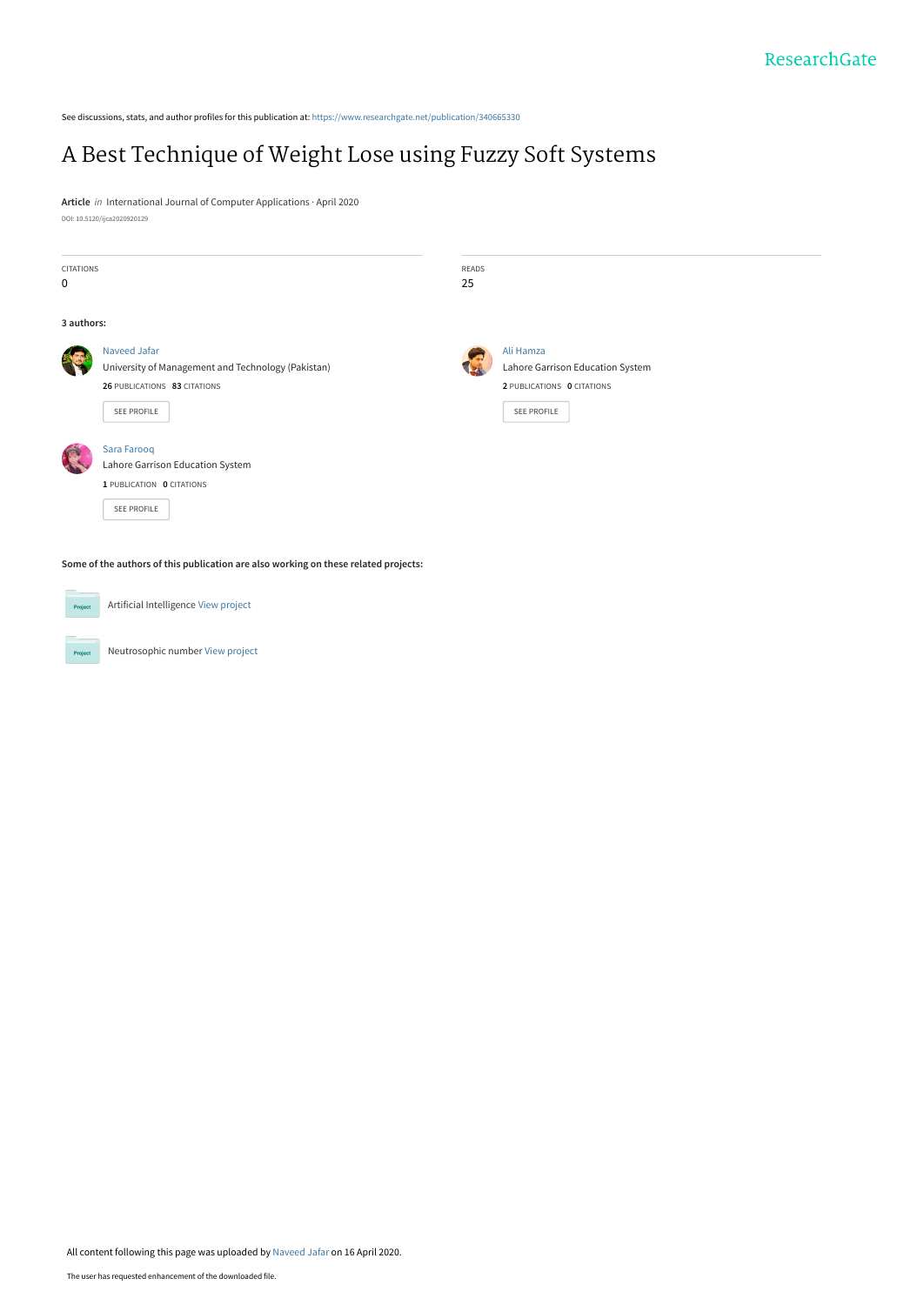See discussions, stats, and author profiles for this publication at: https://www.researchgate.net/publication/340665330

# A Best Technique of Weight Lose using Fuzzy Soft Systems

**Article** *in* International Journal of Computer Applications · April 2020

DOI: 10.5120/ijca2020920129

| CITATIONS | READS |
|---|---|
| 0 | 25 |

**3 authors:**

**Naveed Jafar**
University of Management and Technology (Pakistan)
**26** PUBLICATIONS **83** CITATIONS

**Ali Hamza**
Lahore Garrison Education System
**2** PUBLICATIONS **0** CITATIONS

**Sara Farooq**
Lahore Garrison Education System
**1** PUBLICATION **0** CITATIONS

**Some of the authors of this publication are also working on these related projects:**

Artificial Intelligence View project

Neutrosophic number View project

All content following this page was uploaded by Naveed Jafar on 16 April 2020.

The user has requested enhancement of the downloaded file.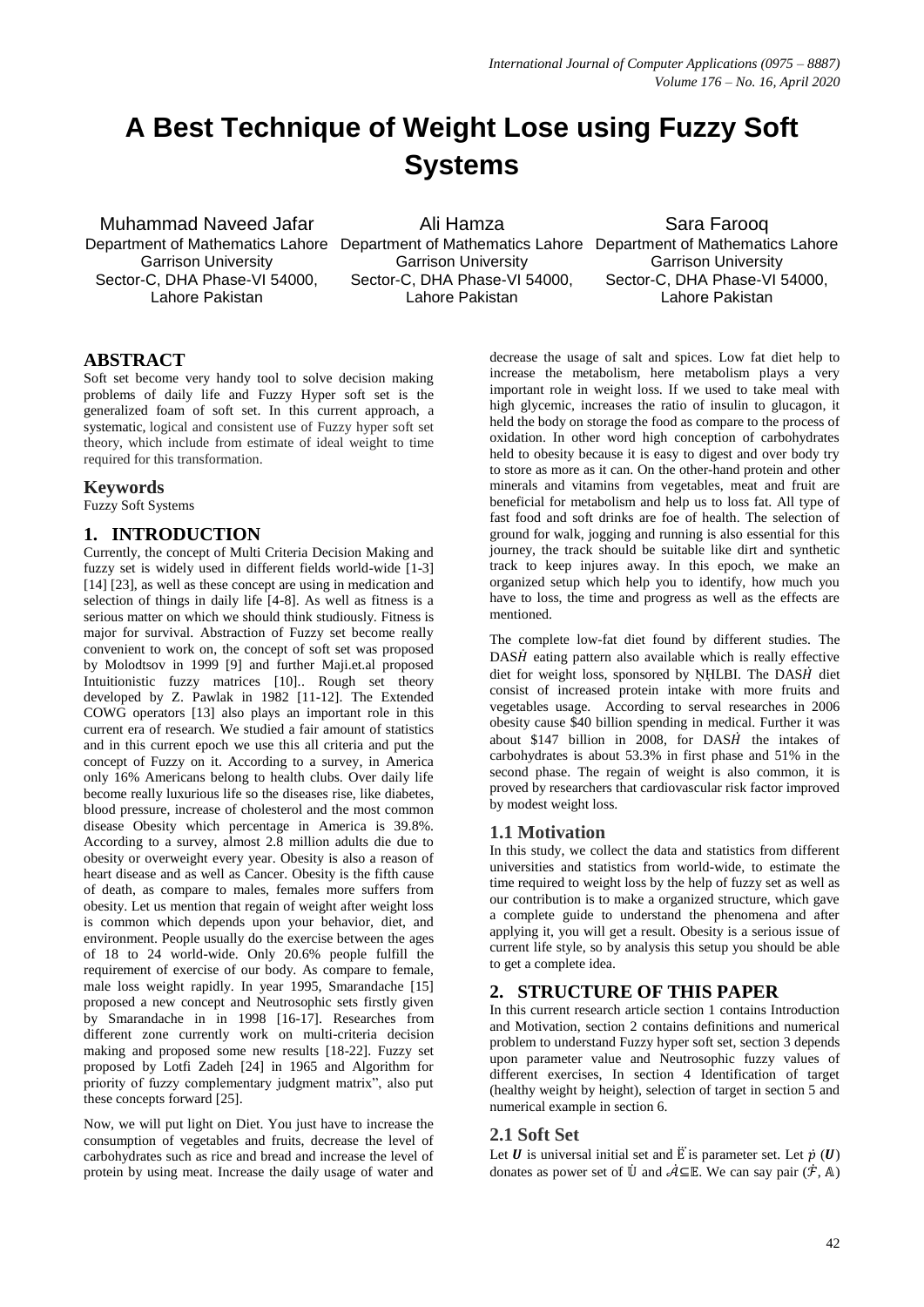# A Best Technique of Weight Lose using Fuzzy Soft Systems

Muhammad Naveed Jafar
Department of Mathematics Lahore Garrison University
Sector-C, DHA Phase-VI 54000, Lahore Pakistan

Ali Hamza
Department of Mathematics Lahore Garrison University
Sector-C, DHA Phase-VI 54000, Lahore Pakistan

Sara Farooq
Department of Mathematics Lahore Garrison University
Sector-C, DHA Phase-VI 54000, Lahore Pakistan

## ABSTRACT

Soft set become very handy tool to solve decision making problems of daily life and Fuzzy Hyper soft set is the generalized foam of soft set. In this current approach, a systematic, logical and consistent use of Fuzzy hyper soft set theory, which include from estimate of ideal weight to time required for this transformation.

### Keywords

Fuzzy Soft Systems

## 1. INTRODUCTION

Currently, the concept of Multi Criteria Decision Making and fuzzy set is widely used in different fields world-wide [1-3] [14] [23], as well as these concept are using in medication and selection of things in daily life [4-8]. As well as fitness is a serious matter on which we should think studiously. Fitness is major for survival. Abstraction of Fuzzy set become really convenient to work on, the concept of soft set was proposed by Molodtsov in 1999 [9] and further Maji.et.al proposed Intuitionistic fuzzy matrices [10].. Rough set theory developed by Z. Pawlak in 1982 [11-12]. The Extended COWG operators [13] also plays an important role in this current era of research. We studied a fair amount of statistics and in this current epoch we use this all criteria and put the concept of Fuzzy on it. According to a survey, in America only 16% Americans belong to health clubs. Over daily life become really luxurious life so the diseases rise, like diabetes, blood pressure, increase of cholesterol and the most common disease Obesity which percentage in America is 39.8%. According to a survey, almost 2.8 million adults die due to obesity or overweight every year. Obesity is also a reason of heart disease and as well as Cancer. Obesity is the fifth cause of death, as compare to males, females more suffers from obesity. Let us mention that regain of weight after weight loss is common which depends upon your behavior, diet, and environment. People usually do the exercise between the ages of 18 to 24 world-wide. Only 20.6% people fulfill the requirement of exercise of our body. As compare to female, male loss weight rapidly. In year 1995, Smarandache [15] proposed a new concept and Neutrosophic sets firstly given by Smarandache in in 1998 [16-17]. Researches from different zone currently work on multi-criteria decision making and proposed some new results [18-22]. Fuzzy set proposed by Lotfi Zadeh [24] in 1965 and Algorithm for priority of fuzzy complementary judgment matrix", also put these concepts forward [25].

Now, we will put light on Diet. You just have to increase the consumption of vegetables and fruits, decrease the level of carbohydrates such as rice and bread and increase the level of protein by using meat. Increase the daily usage of water and decrease the usage of salt and spices. Low fat diet help to increase the metabolism, here metabolism plays a very important role in weight loss. If we used to take meal with high glycemic, increases the ratio of insulin to glucagon, it held the body on storage the food as compare to the process of oxidation. In other word high conception of carbohydrates held to obesity because it is easy to digest and over body try to store as more as it can. On the other-hand protein and other minerals and vitamins from vegetables, meat and fruit are beneficial for metabolism and help us to loss fat. All type of fast food and soft drinks are foe of health. The selection of ground for walk, jogging and running is also essential for this journey, the track should be suitable like dirt and synthetic track to keep injuries away. In this epoch, we make an organized setup which help you to identify, how much you have to loss, the time and progress as well as the effects are mentioned.

The complete low-fat diet found by different studies. The DASḢ eating pattern also available which is really effective diet for weight loss, sponsored by ṆḤLBI. The DASḢ diet consist of increased protein intake with more fruits and vegetables usage. According to serval researches in 2006 obesity cause $40 billion spending in medical. Further it was about $147 billion in 2008, for DASḢ the intakes of carbohydrates is about 53.3% in first phase and 51% in the second phase. The regain of weight is also common, it is proved by researchers that cardiovascular risk factor improved by modest weight loss.

### 1.1 Motivation

In this study, we collect the data and statistics from different universities and statistics from world-wide, to estimate the time required to weight loss by the help of fuzzy set as well as our contribution is to make a organized structure, which gave a complete guide to understand the phenomena and after applying it, you will get a result. Obesity is a serious issue of current life style, so by analysis this setup you should be able to get a complete idea.

## 2. STRUCTURE OF THIS PAPER

In this current research article section 1 contains Introduction and Motivation, section 2 contains definitions and numerical problem to understand Fuzzy hyper soft set, section 3 depends upon parameter value and Neutrosophic fuzzy values of different exercises, In section 4 Identification of target (healthy weight by height), selection of target in section 5 and numerical example in section 6.

### 2.1 Soft Set

Let $\boldsymbol{U}$ is universal initial set and $\ddot{E}$ is parameter set. Let $\dot{p}(\boldsymbol{U})$ donates as power set of $\mathbb{U}$ and $\dot{\mathcal{A}} \subseteq \mathbb{E}$. We can say pair $(\dot{\mathcal{F}}, \mathbb{A})$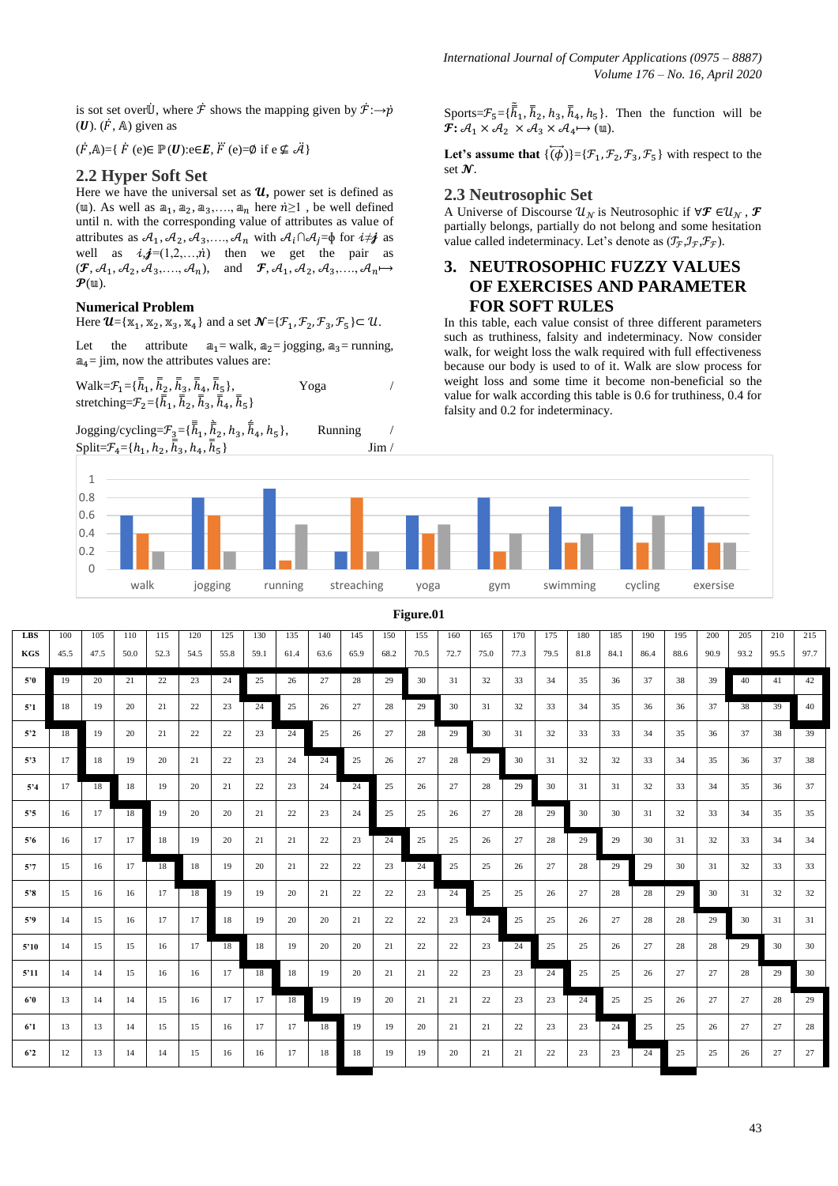is sot set over$\dot{\mathbb{U}}$, where $\dot{\mathcal{F}}$ shows the mapping given by $\dot{\mathcal{F}}:\to\dot{p}$ $(\boldsymbol{U})$. $(\dot{F}, \mathbb{A})$ given as

$(\dot{F},\mathbb{A})=\{ \dot{F}\ (e)\in \mathbb{P}(\boldsymbol{U}):e\in \boldsymbol{E}, \ddot{F}\ (e)=\emptyset \text{ if } e \not\subseteq \ddot{\mathcal{A}}\}$

## 2.2 Hyper Soft Set

Here we have the universal set as $\boldsymbol{\mathcal{U}}$, power set is defined as $(\mathbb{u})$. As well as $\mathbb{a}_1, \mathbb{a}_2, \mathbb{a}_3,\ldots, \mathbb{a}_n$ here $\dot{n}\geq 1$ , be well defined until n. with the corresponding value of attributes as value of attributes as $\mathcal{A}_1, \mathcal{A}_2, \mathcal{A}_3,\ldots, \mathcal{A}_n$ with $\mathcal{A}_i \cap \mathcal{A}_j = \phi$ for $i \neq j$ as well as $i,j=(1,2,\ldots,\dot{n})$ then we get the pair as $(\boldsymbol{\mathcal{F}}, \mathcal{A}_1, \mathcal{A}_2, \mathcal{A}_3,\ldots, \mathcal{A}_n)$, and $\boldsymbol{\mathcal{F}}, \mathcal{A}_1, \mathcal{A}_2, \mathcal{A}_3,\ldots, \mathcal{A}_n \mapsto \boldsymbol{\mathcal{P}}(\mathbb{u})$.

### Numerical Problem

Here $\boldsymbol{\mathcal{U}}=\{\mathbb{x}_1, \mathbb{x}_2, \mathbb{x}_3, \mathbb{x}_4\}$ and a set $\boldsymbol{\mathcal{N}}=\{\mathcal{F}_1, \mathcal{F}_2, \mathcal{F}_3, \mathcal{F}_5\} \subset \mathcal{U}$.

Let the attribute $\mathbb{a}_1$= walk, $\mathbb{a}_2$= jogging, $\mathbb{a}_3$= running, $\mathbb{a}_4$= jim, now the attributes values are:

Walk=$\mathcal{F}_1=\{\bar{\bar{h}}_1, \bar{\bar{h}}_2, \bar{\bar{h}}_3, \bar{\bar{h}}_4, \bar{\bar{h}}_5\}$, Yoga / stretching=$\mathcal{F}_2=\{\bar{\bar{h}}_1, \bar{\bar{h}}_2, \bar{\bar{h}}_3, \bar{\bar{h}}_4, \bar{\bar{h}}_5\}$

Jogging/cycling=$\mathcal{F}_3=\{\bar{\bar{h}}_1, \bar{\bar{h}}_2, h_3, \bar{\bar{h}}_4, h_5\}$, Running / Split=$\mathcal{F}_4=\{h_1, h_2, h_3, h_4, \bar{h}_5\}$ Jim / Sports=$\mathcal{F}_5=\{\bar{\bar{h}}_1, \bar{h}_2, h_3, \bar{h}_4, h_5\}$. Then the function will be $\boldsymbol{\mathcal{F}}: \mathcal{A}_1 \times \mathcal{A}_2 \times \mathcal{A}_3 \times \mathcal{A}_4 \mapsto (\mathbb{u})$.

**Let's assume that** $\{\overleftrightarrow{(\phi)}\}=\{\mathcal{F}_1, \mathcal{F}_2, \mathcal{F}_3, \mathcal{F}_5\}$ with respect to the set $\boldsymbol{\mathcal{N}}$.

## 2.3 Neutrosophic Set

A Universe of Discourse $\mathcal{U}_{\mathcal{N}}$ is Neutrosophic if $\forall \boldsymbol{\mathcal{F}} \in \mathcal{U}_{\mathcal{N}}$ , $\boldsymbol{\mathcal{F}}$ partially belongs, partially do not belong and some hesitation value called indeterminacy. Let's denote as $(\mathcal{T}_{\mathcal{F}}, \mathcal{I}_{\mathcal{F}}, \mathcal{F}_{\mathcal{F}})$.

## 3. NEUTROSOPHIC FUZZY VALUES OF EXERCISES AND PARAMETER FOR SOFT RULES

In this table, each value consist of three different parameters such as truthiness, falsity and indeterminacy. Now consider walk, for weight loss the walk required with full effectiveness because our body is used to of it. Walk are slow process for weight loss and some time it become non-beneficial so the value for walk according this table is 0.6 for truthiness, 0.4 for falsity and 0.2 for indeterminacy.

| | walk | jogging | running | streaching | yoga | gym | swimming | cycling | exersise |
|---|---|---|---|---|---|---|---|---|---|
| Series 1 | 0.6 | 0.8 | 0.9 | 0.2 | 0.6 | 0.8 | 0.7 | 0.7 | 0.7 |
| Series 2 | 0.4 | 0.6 | 0.1 | 0.8 | 0.4 | 0.2 | 0.3 | 0.3 | 0.3 |
| Series 3 | 0.2 | 0.2 | 0.5 | 0.2 | 0.5 | 0.4 | 0.4 | 0.6 | 0.3 |

Figure.01

| LBS | 100 | 105 | 110 | 115 | 120 | 125 | 130 | 135 | 140 | 145 | 150 | 155 | 160 | 165 | 170 | 175 | 180 | 185 | 190 | 195 | 200 | 205 | 210 | 215 |
|---|---|---|---|---|---|---|---|---|---|---|---|---|---|---|---|---|---|---|---|---|---|---|---|---|
| KGS | 45.5 | 47.5 | 50.0 | 52.3 | 54.5 | 55.8 | 59.1 | 61.4 | 63.6 | 65.9 | 68.2 | 70.5 | 72.7 | 75.0 | 77.3 | 79.5 | 81.8 | 84.1 | 86.4 | 88.6 | 90.9 | 93.2 | 95.5 | 97.7 |
| 5'0 | 19 | 20 | 21 | 22 | 23 | 24 | 25 | 26 | 27 | 28 | 29 | 30 | 31 | 32 | 33 | 34 | 35 | 36 | 37 | 38 | 39 | 40 | 41 | 42 |
| 5'1 | 18 | 19 | 20 | 21 | 22 | 23 | 24 | 25 | 26 | 27 | 28 | 29 | 30 | 31 | 32 | 33 | 34 | 35 | 36 | 36 | 37 | 38 | 39 | 40 |
| 5'2 | 18 | 19 | 20 | 21 | 22 | 22 | 23 | 24 | 25 | 26 | 27 | 28 | 29 | 30 | 31 | 32 | 33 | 33 | 34 | 35 | 36 | 37 | 38 | 39 |
| 5'3 | 17 | 18 | 19 | 20 | 21 | 22 | 23 | 24 | 24 | 25 | 26 | 27 | 28 | 29 | 30 | 31 | 32 | 32 | 33 | 34 | 35 | 36 | 37 | 38 |
| 5'4 | 17 | 18 | 18 | 19 | 20 | 21 | 22 | 23 | 24 | 24 | 25 | 26 | 27 | 28 | 29 | 30 | 31 | 31 | 32 | 33 | 34 | 35 | 36 | 37 |
| 5'5 | 16 | 17 | 18 | 19 | 20 | 20 | 21 | 22 | 23 | 24 | 25 | 25 | 26 | 27 | 28 | 29 | 30 | 30 | 31 | 32 | 33 | 34 | 35 | 35 |
| 5'6 | 16 | 17 | 17 | 18 | 19 | 20 | 21 | 21 | 22 | 23 | 24 | 25 | 25 | 26 | 27 | 28 | 29 | 29 | 30 | 31 | 32 | 33 | 34 | 34 |
| 5'7 | 15 | 16 | 17 | 18 | 18 | 19 | 20 | 21 | 22 | 22 | 23 | 24 | 25 | 25 | 26 | 27 | 28 | 29 | 29 | 30 | 31 | 32 | 33 | 33 |
| 5'8 | 15 | 16 | 16 | 17 | 18 | 19 | 19 | 20 | 21 | 22 | 22 | 23 | 24 | 25 | 25 | 26 | 27 | 28 | 28 | 29 | 30 | 31 | 32 | 32 |
| 5'9 | 14 | 15 | 16 | 17 | 17 | 18 | 19 | 20 | 20 | 21 | 22 | 22 | 23 | 24 | 25 | 25 | 26 | 27 | 28 | 28 | 29 | 30 | 31 | 31 |
| 5'10 | 14 | 15 | 15 | 16 | 17 | 18 | 18 | 19 | 20 | 20 | 21 | 22 | 22 | 23 | 24 | 25 | 25 | 26 | 27 | 28 | 28 | 29 | 30 | 30 |
| 5'11 | 14 | 14 | 15 | 16 | 16 | 17 | 18 | 18 | 19 | 20 | 21 | 21 | 22 | 23 | 23 | 24 | 25 | 25 | 26 | 27 | 27 | 28 | 29 | 30 |
| 6'0 | 13 | 14 | 14 | 15 | 16 | 17 | 17 | 18 | 19 | 19 | 20 | 21 | 21 | 22 | 23 | 23 | 24 | 25 | 25 | 26 | 27 | 27 | 28 | 29 |
| 6'1 | 13 | 13 | 14 | 15 | 15 | 16 | 17 | 17 | 18 | 19 | 19 | 20 | 21 | 21 | 22 | 23 | 23 | 24 | 25 | 25 | 26 | 27 | 27 | 28 |
| 6'2 | 12 | 13 | 14 | 14 | 15 | 16 | 16 | 17 | 18 | 18 | 19 | 19 | 20 | 21 | 21 | 22 | 23 | 23 | 24 | 25 | 25 | 26 | 27 | 27 |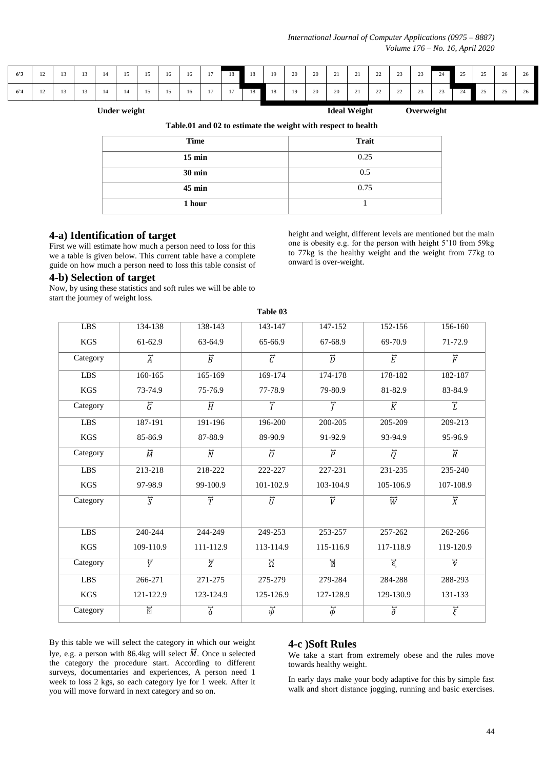| 6'3 | 12 | 13 | 13 | 14 | 15 | 15 | 16 | 16 | 17 | 18 | 18 | 19 | 20 | 20 | 21 | 21 | 22 | 23 | 23 | 24 | 25 | 25 | 26 | 26 |
|---|---|---|---|---|---|---|---|---|---|---|---|---|---|---|---|---|---|---|---|---|---|---|---|---|
| 6'4 | 12 | 13 | 13 | 14 | 14 | 15 | 15 | 16 | 17 | 17 | 18 | 18 | 19 | 20 | 20 | 21 | 22 | 22 | 23 | 23 | 24 | 25 | 25 | 26 |

**Under weight** **Ideal Weight** **Overweight**

**Table.01 and 02 to estimate the weight with respect to health**

| Time | Trait |
|---|---|
| 15 min | 0.25 |
| 30 min | 0.5 |
| 45 min | 0.75 |
| 1 hour | 1 |

## 4-a) Identification of target

First we will estimate how much a person need to loss for this we a table is given below. This current table have a complete guide on how much a person need to loss this table consist of height and weight, different levels are mentioned but the main one is obesity e.g. for the person with height 5'10 from 59kg to 77kg is the healthy weight and the weight from 77kg to onward is over-weight.

## 4-b) Selection of target

Now, by using these statistics and soft rules we will be able to start the journey of weight loss.

**Table 03**

| LBS | 134-138 | 138-143 | 143-147 | 147-152 | 152-156 | 156-160 |
|---|---|---|---|---|---|---|
| KGS | 61-62.9 | 63-64.9 | 65-66.9 | 67-68.9 | 69-70.9 | 71-72.9 |
| Category | $\overleftrightarrow{A}$ | $\overleftrightarrow{B}$ | $\overleftrightarrow{C}$ | $\overleftrightarrow{D}$ | $\overleftrightarrow{E}$ | $\overleftrightarrow{F}$ |
| LBS | 160-165 | 165-169 | 169-174 | 174-178 | 178-182 | 182-187 |
| KGS | 73-74.9 | 75-76.9 | 77-78.9 | 79-80.9 | 81-82.9 | 83-84.9 |
| Category | $\overleftrightarrow{G}$ | $\overleftrightarrow{H}$ | $\overleftrightarrow{I}$ | $\overleftrightarrow{J}$ | $\overleftrightarrow{K}$ | $\overleftrightarrow{L}$ |
| LBS | 187-191 | 191-196 | 196-200 | 200-205 | 205-209 | 209-213 |
| KGS | 85-86.9 | 87-88.9 | 89-90.9 | 91-92.9 | 93-94.9 | 95-96.9 |
| Category | $\overleftrightarrow{M}$ | $\overleftrightarrow{N}$ | $\overleftrightarrow{O}$ | $\overleftrightarrow{P}$ | $\overleftrightarrow{Q}$ | $\overleftrightarrow{R}$ |
| LBS | 213-218 | 218-222 | 222-227 | 227-231 | 231-235 | 235-240 |
| KGS | 97-98.9 | 99-100.9 | 101-102.9 | 103-104.9 | 105-106.9 | 107-108.9 |
| Category | $\overleftrightarrow{S}$ | $\overleftrightarrow{T}$ | $\overleftrightarrow{U}$ | $\overleftrightarrow{V}$ | $\overleftrightarrow{W}$ | $\overleftrightarrow{X}$ |
| LBS | 240-244 | 244-249 | 249-253 | 253-257 | 257-262 | 262-266 |
| KGS | 109-110.9 | 111-112.9 | 113-114.9 | 115-116.9 | 117-118.9 | 119-120.9 |
| Category | $\overleftrightarrow{Y}$ | $\overleftrightarrow{Z}$ | $\overleftrightarrow{\Omega}$ | ? | $\overleftrightarrow{\epsilon}$ | $\overleftrightarrow{\nabla}$ |
| LBS | 266-271 | 271-275 | 275-279 | 279-284 | 284-288 | 288-293 |
| KGS | 121-122.9 | 123-124.9 | 125-126.9 | 127-128.9 | 129-130.9 | 131-133 |
| Category | ? | $\overleftrightarrow{\delta}$ | $\overleftrightarrow{\psi}$ | $\overleftrightarrow{\phi}$ | $\overleftrightarrow{\partial}$ | $\overleftrightarrow{\xi}$ |

By this table we will select the category in which our weight lye, e.g. a person with 86.4kg will select $\overleftrightarrow{M}$. Once u selected the category the procedure start. According to different surveys, documentaries and experiences, A person need 1 week to loss 2 kgs, so each category lye for 1 week. After it you will move forward in next category and so on.

## 4-c )Soft Rules

We take a start from extremely obese and the rules move towards healthy weight.

In early days make your body adaptive for this by simple fast walk and short distance jogging, running and basic exercises.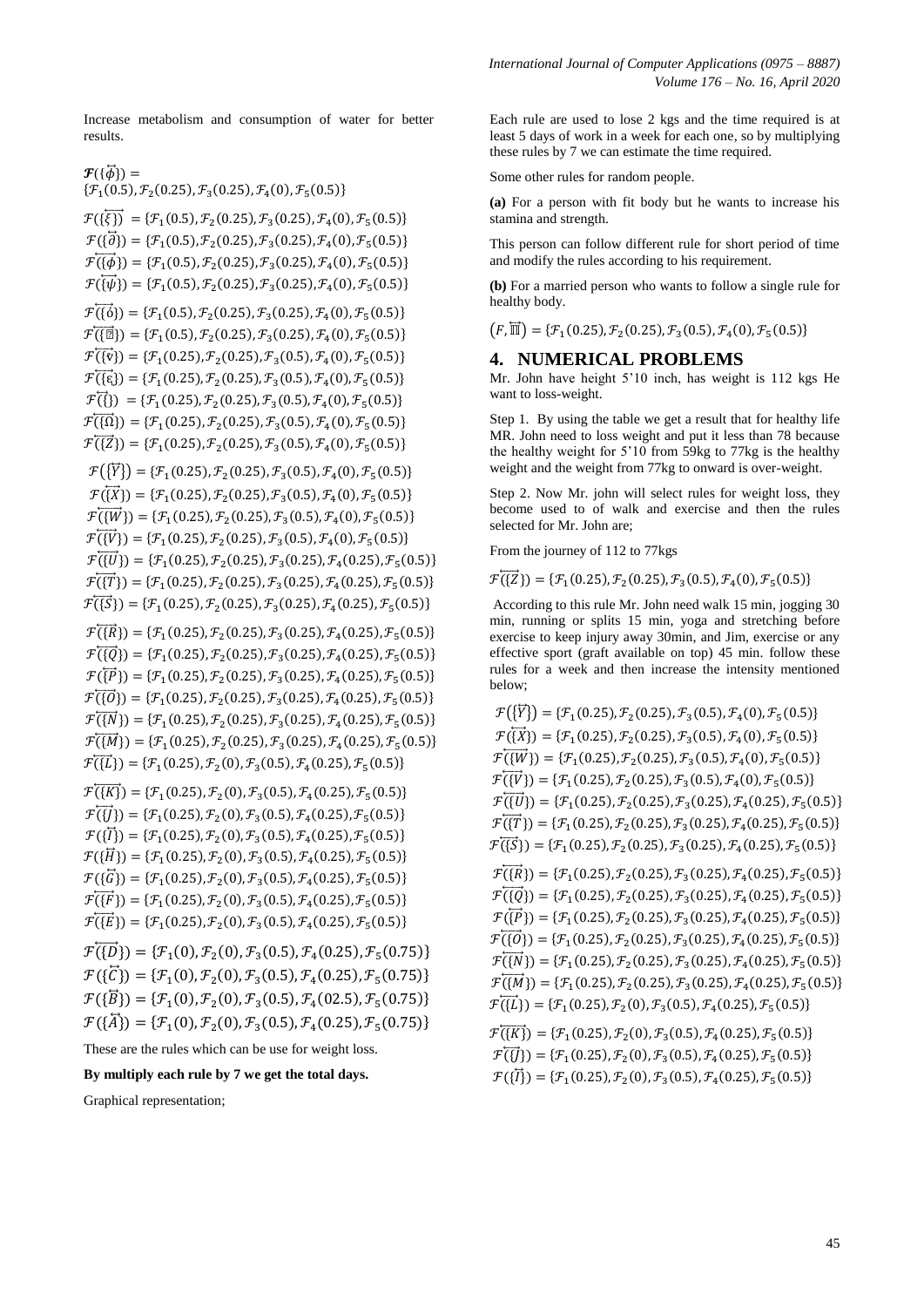Increase metabolism and consumption of water for better results.

$\boldsymbol{\mathcal{F}}(\{\overleftrightarrow{\phi}\}) = \{\mathcal{F}_1(0.5), \mathcal{F}_2(0.25), \mathcal{F}_3(0.25), \mathcal{F}_4(0), \mathcal{F}_5(0.5)\}$

$$\mathcal{F}(\overleftrightarrow{\{\xi\}}) = \{\mathcal{F}_1(0.5), \mathcal{F}_2(0.25), \mathcal{F}_3(0.25), \mathcal{F}_4(0), \mathcal{F}_5(0.5)\}$$
$$\mathcal{F}(\{\overleftrightarrow{\partial}\}) = \{\mathcal{F}_1(0.5), \mathcal{F}_2(0.25), \mathcal{F}_3(0.25), \mathcal{F}_4(0), \mathcal{F}_5(0.5)\}$$
$$\mathcal{F}(\overleftrightarrow{\{\phi\}}) = \{\mathcal{F}_1(0.5), \mathcal{F}_2(0.25), \mathcal{F}_3(0.25), \mathcal{F}_4(0), \mathcal{F}_5(0.5)\}$$
$$\mathcal{F}(\overleftrightarrow{\{\psi\}}) = \{\mathcal{F}_1(0.5), \mathcal{F}_2(0.25), \mathcal{F}_3(0.25), \mathcal{F}_4(0), \mathcal{F}_5(0.5)\}$$
$$\mathcal{F}(\overleftrightarrow{\{\delta\}}) = \{\mathcal{F}_1(0.5), \mathcal{F}_2(0.25), \mathcal{F}_3(0.25), \mathcal{F}_4(0), \mathcal{F}_5(0.5)\}$$
$$\mathcal{F}(\overleftrightarrow{\{\boxtimes\}}) = \{\mathcal{F}_1(0.5), \mathcal{F}_2(0.25), \mathcal{F}_3(0.25), \mathcal{F}_4(0), \mathcal{F}_5(0.5)\}$$
$$\mathcal{F}(\overleftrightarrow{\{v\}}) = \{\mathcal{F}_1(0.25), \mathcal{F}_2(0.25), \mathcal{F}_3(0.5), \mathcal{F}_4(0), \mathcal{F}_5(0.5)\}$$
$$\mathcal{F}(\overleftrightarrow{\{\varepsilon\}}) = \{\mathcal{F}_1(0.25), \mathcal{F}_2(0.25), \mathcal{F}_3(0.5), \mathcal{F}_4(0), \mathcal{F}_5(0.5)\}$$
$$\mathcal{F}(\overleftrightarrow{\{\}}) = \{\mathcal{F}_1(0.25), \mathcal{F}_2(0.25), \mathcal{F}_3(0.5), \mathcal{F}_4(0), \mathcal{F}_5(0.5)\}$$
$$\mathcal{F}(\overleftrightarrow{\{\Omega\}}) = \{\mathcal{F}_1(0.25), \mathcal{F}_2(0.25), \mathcal{F}_3(0.5), \mathcal{F}_4(0), \mathcal{F}_5(0.5)\}$$
$$\mathcal{F}(\overleftrightarrow{\{Z\}}) = \{\mathcal{F}_1(0.25), \mathcal{F}_2(0.25), \mathcal{F}_3(0.5), \mathcal{F}_4(0), \mathcal{F}_5(0.5)\}$$
$$\mathcal{F}(\{\overleftrightarrow{Y}\}) = \{\mathcal{F}_1(0.25), \mathcal{F}_2(0.25), \mathcal{F}_3(0.5), \mathcal{F}_4(0), \mathcal{F}_5(0.5)\}$$
$$\mathcal{F}(\{\overleftrightarrow{X}\}) = \{\mathcal{F}_1(0.25), \mathcal{F}_2(0.25), \mathcal{F}_3(0.5), \mathcal{F}_4(0), \mathcal{F}_5(0.5)\}$$
$$\mathcal{F}(\overleftrightarrow{\{W\}}) = \{\mathcal{F}_1(0.25), \mathcal{F}_2(0.25), \mathcal{F}_3(0.5), \mathcal{F}_4(0), \mathcal{F}_5(0.5)\}$$
$$\mathcal{F}(\overleftrightarrow{\{V\}}) = \{\mathcal{F}_1(0.25), \mathcal{F}_2(0.25), \mathcal{F}_3(0.5), \mathcal{F}_4(0), \mathcal{F}_5(0.5)\}$$
$$\mathcal{F}(\overleftrightarrow{\{U\}}) = \{\mathcal{F}_1(0.25), \mathcal{F}_2(0.25), \mathcal{F}_3(0.25), \mathcal{F}_4(0.25), \mathcal{F}_5(0.5)\}$$
$$\mathcal{F}(\overleftrightarrow{\{T\}}) = \{\mathcal{F}_1(0.25), \mathcal{F}_2(0.25), \mathcal{F}_3(0.25), \mathcal{F}_4(0.25), \mathcal{F}_5(0.5)\}$$
$$\mathcal{F}(\overleftrightarrow{\{S\}}) = \{\mathcal{F}_1(0.25), \mathcal{F}_2(0.25), \mathcal{F}_3(0.25), \mathcal{F}_4(0.25), \mathcal{F}_5(0.5)\}$$
$$\mathcal{F}(\overleftrightarrow{\{R\}}) = \{\mathcal{F}_1(0.25), \mathcal{F}_2(0.25), \mathcal{F}_3(0.25), \mathcal{F}_4(0.25), \mathcal{F}_5(0.5)\}$$
$$\mathcal{F}(\overleftrightarrow{\{Q\}}) = \{\mathcal{F}_1(0.25), \mathcal{F}_2(0.25), \mathcal{F}_3(0.25), \mathcal{F}_4(0.25), \mathcal{F}_5(0.5)\}$$
$$\mathcal{F}(\{\overleftrightarrow{P}\}) = \{\mathcal{F}_1(0.25), \mathcal{F}_2(0.25), \mathcal{F}_3(0.25), \mathcal{F}_4(0.25), \mathcal{F}_5(0.5)\}$$
$$\mathcal{F}(\overleftrightarrow{\{O\}}) = \{\mathcal{F}_1(0.25), \mathcal{F}_2(0.25), \mathcal{F}_3(0.25), \mathcal{F}_4(0.25), \mathcal{F}_5(0.5)\}$$
$$\mathcal{F}(\overleftrightarrow{\{N\}}) = \{\mathcal{F}_1(0.25), \mathcal{F}_2(0.25), \mathcal{F}_3(0.25), \mathcal{F}_4(0.25), \mathcal{F}_5(0.5)\}$$
$$\mathcal{F}(\overleftrightarrow{\{M\}}) = \{\mathcal{F}_1(0.25), \mathcal{F}_2(0.25), \mathcal{F}_3(0.25), \mathcal{F}_4(0.25), \mathcal{F}_5(0.5)\}$$
$$\mathcal{F}(\overleftrightarrow{\{L\}}) = \{\mathcal{F}_1(0.25), \mathcal{F}_2(0), \mathcal{F}_3(0.5), \mathcal{F}_4(0.25), \mathcal{F}_5(0.5)\}$$
$$\mathcal{F}(\overleftrightarrow{\{K\}}) = \{\mathcal{F}_1(0.25), \mathcal{F}_2(0), \mathcal{F}_3(0.5), \mathcal{F}_4(0.25), \mathcal{F}_5(0.5)\}$$
$$\mathcal{F}(\overleftrightarrow{\{J\}}) = \{\mathcal{F}_1(0.25), \mathcal{F}_2(0), \mathcal{F}_3(0.5), \mathcal{F}_4(0.25), \mathcal{F}_5(0.5)\}$$
$$\mathcal{F}(\{\overleftrightarrow{I}\}) = \{\mathcal{F}_1(0.25), \mathcal{F}_2(0), \mathcal{F}_3(0.5), \mathcal{F}_4(0.25), \mathcal{F}_5(0.5)\}$$
$$\mathcal{F}(\{\overleftrightarrow{H}\}) = \{\mathcal{F}_1(0.25), \mathcal{F}_2(0), \mathcal{F}_3(0.5), \mathcal{F}_4(0.25), \mathcal{F}_5(0.5)\}$$
$$\mathcal{F}(\{\overleftrightarrow{G}\}) = \{\mathcal{F}_1(0.25), \mathcal{F}_2(0), \mathcal{F}_3(0.5), \mathcal{F}_4(0.25), \mathcal{F}_5(0.5)\}$$
$$\mathcal{F}(\overleftrightarrow{\{F\}}) = \{\mathcal{F}_1(0.25), \mathcal{F}_2(0), \mathcal{F}_3(0.5), \mathcal{F}_4(0.25), \mathcal{F}_5(0.5)\}$$
$$\mathcal{F}(\overleftrightarrow{\{E\}}) = \{\mathcal{F}_1(0.25), \mathcal{F}_2(0), \mathcal{F}_3(0.5), \mathcal{F}_4(0.25), \mathcal{F}_5(0.5)\}$$
$$\mathcal{F}(\overleftrightarrow{\{D\}}) = \{\mathcal{F}_1(0), \mathcal{F}_2(0), \mathcal{F}_3(0.5), \mathcal{F}_4(0.25), \mathcal{F}_5(0.75)\}$$
$$\mathcal{F}(\{\overleftrightarrow{C}\}) = \{\mathcal{F}_1(0), \mathcal{F}_2(0), \mathcal{F}_3(0.5), \mathcal{F}_4(0.25), \mathcal{F}_5(0.75)\}$$
$$\mathcal{F}(\{\overleftrightarrow{B}\}) = \{\mathcal{F}_1(0), \mathcal{F}_2(0), \mathcal{F}_3(0.5), \mathcal{F}_4(02.5), \mathcal{F}_5(0.75)\}$$
$$\mathcal{F}(\{\overleftrightarrow{A}\}) = \{\mathcal{F}_1(0), \mathcal{F}_2(0), \mathcal{F}_3(0.5), \mathcal{F}_4(0.25), \mathcal{F}_5(0.75)\}$$

These are the rules which can be use for weight loss.

**By multiply each rule by 7 we get the total days.**

Graphical representation;

Each rule are used to lose 2 kgs and the time required is at least 5 days of work in a week for each one, so by multiplying these rules by 7 we can estimate the time required.

Some other rules for random people.

**(a)** For a person with fit body but he wants to increase his stamina and strength.

This person can follow different rule for short period of time and modify the rules according to his requirement.

**(b)** For a married person who wants to follow a single rule for healthy body.

$$(F, \overleftrightarrow{\text{III}}) = \{\mathcal{F}_1(0.25), \mathcal{F}_2(0.25), \mathcal{F}_3(0.5), \mathcal{F}_4(0), \mathcal{F}_5(0.5)\}$$

## 4. NUMERICAL PROBLEMS

Mr. John have height 5'10 inch, has weight is 112 kgs He want to loss-weight.

Step 1. By using the table we get a result that for healthy life MR. John need to loss weight and put it less than 78 because the healthy weight for 5'10 from 59kg to 77kg is the healthy weight and the weight from 77kg to onward is over-weight.

Step 2. Now Mr. john will select rules for weight loss, they become used to of walk and exercise and then the rules selected for Mr. John are;

From the journey of 112 to 77kgs

$$\mathcal{F}(\overleftrightarrow{\{Z\}}) = \{\mathcal{F}_1(0.25), \mathcal{F}_2(0.25), \mathcal{F}_3(0.5), \mathcal{F}_4(0), \mathcal{F}_5(0.5)\}$$

According to this rule Mr. John need walk 15 min, jogging 30 min, running or splits 15 min, yoga and stretching before exercise to keep injury away 30min, and Jim, exercise or any effective sport (graft available on top) 45 min. follow these rules for a week and then increase the intensity mentioned below;

$$\mathcal{F}(\{\overleftrightarrow{Y}\}) = \{\mathcal{F}_1(0.25), \mathcal{F}_2(0.25), \mathcal{F}_3(0.5), \mathcal{F}_4(0), \mathcal{F}_5(0.5)\}$$
$$\mathcal{F}(\{\overleftrightarrow{X}\}) = \{\mathcal{F}_1(0.25), \mathcal{F}_2(0.25), \mathcal{F}_3(0.5), \mathcal{F}_4(0), \mathcal{F}_5(0.5)\}$$
$$\mathcal{F}(\overleftrightarrow{\{W\}}) = \{\mathcal{F}_1(0.25), \mathcal{F}_2(0.25), \mathcal{F}_3(0.5), \mathcal{F}_4(0), \mathcal{F}_5(0.5)\}$$
$$\mathcal{F}(\overleftrightarrow{\{V\}}) = \{\mathcal{F}_1(0.25), \mathcal{F}_2(0.25), \mathcal{F}_3(0.5), \mathcal{F}_4(0), \mathcal{F}_5(0.5)\}$$
$$\mathcal{F}(\overleftrightarrow{\{U\}}) = \{\mathcal{F}_1(0.25), \mathcal{F}_2(0.25), \mathcal{F}_3(0.25), \mathcal{F}_4(0.25), \mathcal{F}_5(0.5)\}$$
$$\mathcal{F}(\overleftrightarrow{\{T\}}) = \{\mathcal{F}_1(0.25), \mathcal{F}_2(0.25), \mathcal{F}_3(0.25), \mathcal{F}_4(0.25), \mathcal{F}_5(0.5)\}$$
$$\mathcal{F}(\overleftrightarrow{\{S\}}) = \{\mathcal{F}_1(0.25), \mathcal{F}_2(0.25), \mathcal{F}_3(0.25), \mathcal{F}_4(0.25), \mathcal{F}_5(0.5)\}$$
$$\mathcal{F}(\overleftrightarrow{\{R\}}) = \{\mathcal{F}_1(0.25), \mathcal{F}_2(0.25), \mathcal{F}_3(0.25), \mathcal{F}_4(0.25), \mathcal{F}_5(0.5)\}$$
$$\mathcal{F}(\overleftrightarrow{\{Q\}}) = \{\mathcal{F}_1(0.25), \mathcal{F}_2(0.25), \mathcal{F}_3(0.25), \mathcal{F}_4(0.25), \mathcal{F}_5(0.5)\}$$
$$\mathcal{F}(\{\overleftrightarrow{P}\}) = \{\mathcal{F}_1(0.25), \mathcal{F}_2(0.25), \mathcal{F}_3(0.25), \mathcal{F}_4(0.25), \mathcal{F}_5(0.5)\}$$
$$\mathcal{F}(\overleftrightarrow{\{O\}}) = \{\mathcal{F}_1(0.25), \mathcal{F}_2(0.25), \mathcal{F}_3(0.25), \mathcal{F}_4(0.25), \mathcal{F}_5(0.5)\}$$
$$\mathcal{F}(\overleftrightarrow{\{N\}}) = \{\mathcal{F}_1(0.25), \mathcal{F}_2(0.25), \mathcal{F}_3(0.25), \mathcal{F}_4(0.25), \mathcal{F}_5(0.5)\}$$
$$\mathcal{F}(\overleftrightarrow{\{M\}}) = \{\mathcal{F}_1(0.25), \mathcal{F}_2(0.25), \mathcal{F}_3(0.25), \mathcal{F}_4(0.25), \mathcal{F}_5(0.5)\}$$
$$\mathcal{F}(\overleftrightarrow{\{L\}}) = \{\mathcal{F}_1(0.25), \mathcal{F}_2(0), \mathcal{F}_3(0.5), \mathcal{F}_4(0.25), \mathcal{F}_5(0.5)\}$$
$$\mathcal{F}(\overleftrightarrow{\{K\}}) = \{\mathcal{F}_1(0.25), \mathcal{F}_2(0), \mathcal{F}_3(0.5), \mathcal{F}_4(0.25), \mathcal{F}_5(0.5)\}$$
$$\mathcal{F}(\overleftrightarrow{\{J\}}) = \{\mathcal{F}_1(0.25), \mathcal{F}_2(0), \mathcal{F}_3(0.5), \mathcal{F}_4(0.25), \mathcal{F}_5(0.5)\}$$
$$\mathcal{F}(\{\overleftrightarrow{I}\}) = \{\mathcal{F}_1(0.25), \mathcal{F}_2(0), \mathcal{F}_3(0.5), \mathcal{F}_4(0.25), \mathcal{F}_5(0.5)\}$$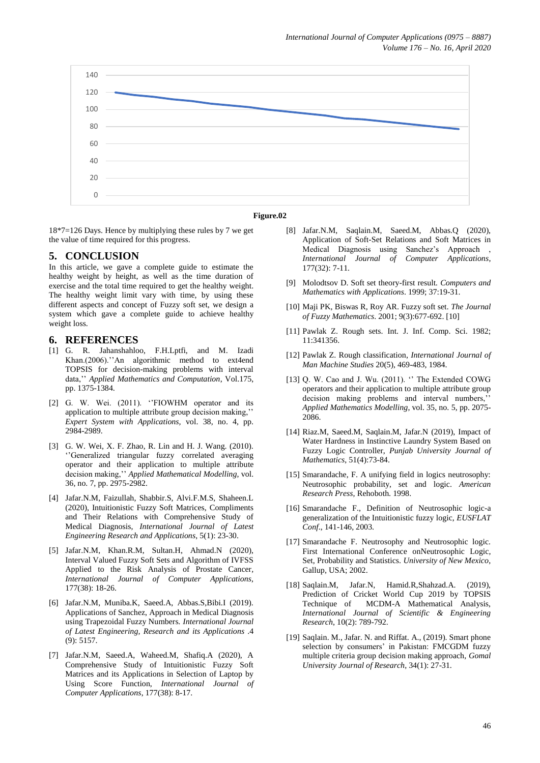Figure.02

18*7=126 Days. Hence by multiplying these rules by 7 we get the value of time required for this progress.

## 5. CONCLUSION

In this article, we gave a complete guide to estimate the healthy weight by height, as well as the time duration of exercise and the total time required to get the healthy weight. The healthy weight limit vary with time, by using these different aspects and concept of Fuzzy soft set, we design a system which gave a complete guide to achieve healthy weight loss.

## 6. REFERENCES

[1] G. R. Jahanshahloo, F.H.Lptfi, and M. Izadi Khan.(2006).''An algorithmic method to ext4end TOPSIS for decision-making problems with interval data,'' *Applied Mathematics and Computation*, Vol.175, pp. 1375-1384.

[2] G. W. Wei. (2011). ''FIOWHM operator and its application to multiple attribute group decision making,'' *Expert System with Applications*, vol. 38, no. 4, pp. 2984-2989.

[3] G. W. Wei, X. F. Zhao, R. Lin and H. J. Wang. (2010). ''Generalized triangular fuzzy correlated averaging operator and their application to multiple attribute decision making,'' *Applied Mathematical Modelling*, vol. 36, no. 7, pp. 2975-2982.

[4] Jafar.N.M, Faizullah, Shabbir.S, Alvi.F.M.S, Shaheen.L (2020), Intuitionistic Fuzzy Soft Matrices, Compliments and Their Relations with Comprehensive Study of Medical Diagnosis, *International Journal of Latest Engineering Research and Applications*, 5(1): 23-30.

[5] Jafar.N.M, Khan.R.M, Sultan.H, Ahmad.N (2020), Interval Valued Fuzzy Soft Sets and Algorithm of IVFSS Applied to the Risk Analysis of Prostate Cancer, *International Journal of Computer Applications*, 177(38): 18-26.

[6] Jafar.N.M, Muniba.K, Saeed.A, Abbas.S,Bibi.I (2019). Applications of Sanchez, Approach in Medical Diagnosis using Trapezoidal Fuzzy Numbers. *International Journal of Latest Engineering, Research and its Applications* .4 (9): 5157.

[7] Jafar.N.M, Saeed.A, Waheed.M, Shafiq.A (2020), A Comprehensive Study of Intuitionistic Fuzzy Soft Matrices and its Applications in Selection of Laptop by Using Score Function, *International Journal of Computer Applications*, 177(38): 8-17.

[8] Jafar.N.M, Saqlain.M, Saeed.M, Abbas.Q (2020), Application of Soft-Set Relations and Soft Matrices in Medical Diagnosis using Sanchez's Approach , *International Journal of Computer Applications*, 177(32): 7-11.

[9] Molodtsov D. Soft set theory-first result. *Computers and Mathematics with Applications*. 1999; 37:19-31.

[10] Maji PK, Biswas R, Roy AR. Fuzzy soft set. *The Journal of Fuzzy Mathematics*. 2001; 9(3):677-692. [10]

[11] Pawlak Z. Rough sets. Int. J. Inf. Comp. Sci. 1982; 11:341356.

[12] Pawlak Z. Rough classification, *International Journal of Man Machine Studies* 20(5), 469-483, 1984.

[13] Q. W. Cao and J. Wu. (2011). '' The Extended COWG operators and their application to multiple attribute group decision making problems and interval numbers,'' *Applied Mathematics Modelling*, vol. 35, no. 5, pp. 2075-2086.

[14] Riaz.M, Saeed.M, Saqlain.M, Jafar.N (2019), Impact of Water Hardness in Instinctive Laundry System Based on Fuzzy Logic Controller, *Punjab University Journal of Mathematics*, 51(4):73-84.

[15] Smarandache, F. A unifying field in logics neutrosophy: Neutrosophic probability, set and logic. *American Research Press*, Rehoboth. 1998.

[16] Smarandache F., Definition of Neutrosophic logic-a generalization of the Intuitionistic fuzzy logic, *EUSFLAT Conf*., 141-146, 2003.

[17] Smarandache F. Neutrosophy and Neutrosophic logic. First International Conference onNeutrosophic Logic, Set, Probability and Statistics. *University of New Mexico*, Gallup, USA; 2002.

[18] Saqlain.M, Jafar.N, Hamid.R,Shahzad.A. (2019), Prediction of Cricket World Cup 2019 by TOPSIS Technique of MCDM-A Mathematical Analysis, *International Journal of Scientific & Engineering Research*, 10(2): 789-792.

[19] Saqlain. M., Jafar. N. and Riffat. A., (2019). Smart phone selection by consumers' in Pakistan: FMCGDM fuzzy multiple criteria group decision making approach, *Gomal University Journal of Research*, 34(1): 27-31.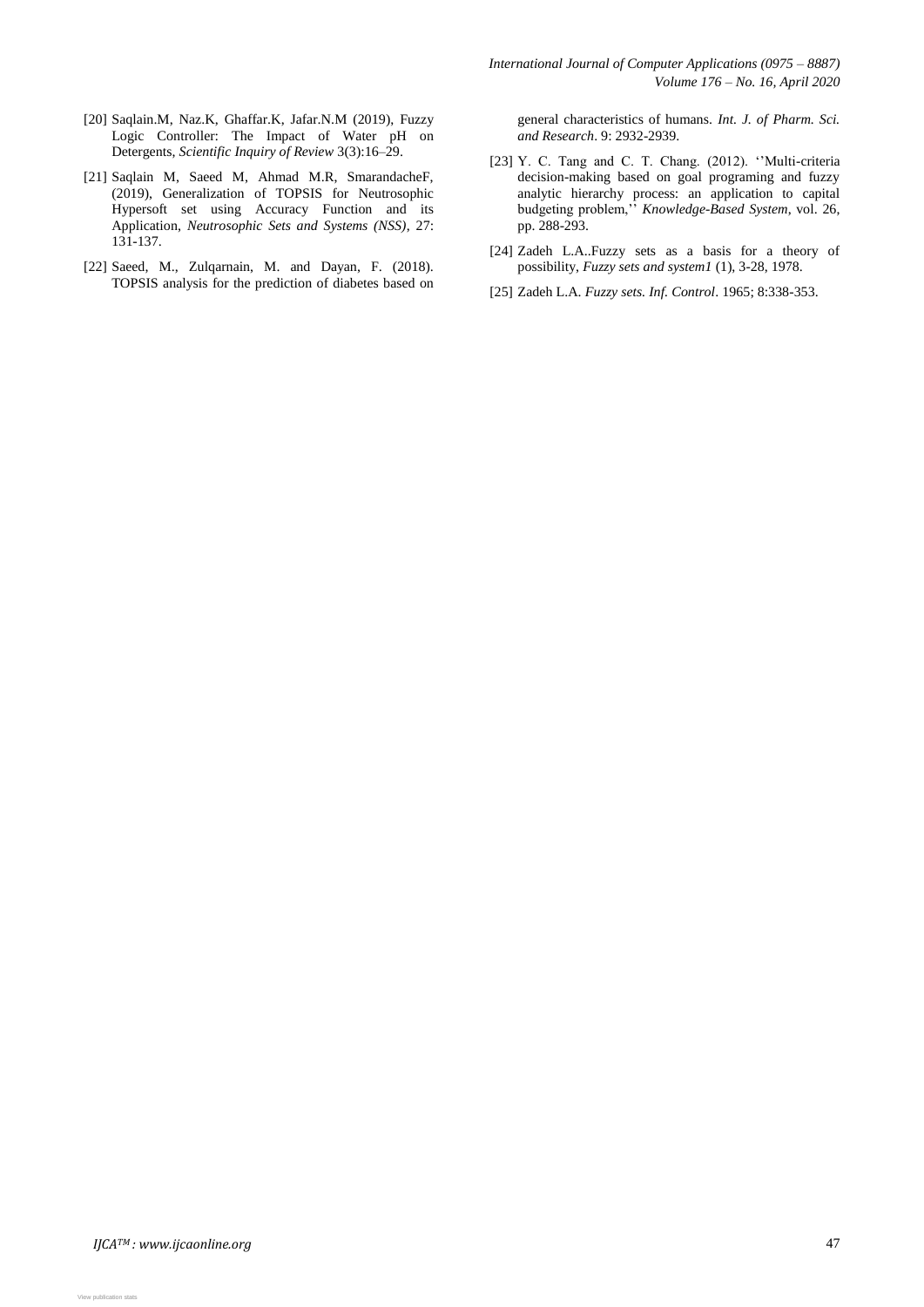[20] Saqlain.M, Naz.K, Ghaffar.K, Jafar.N.M (2019), Fuzzy Logic Controller: The Impact of Water pH on Detergents, *Scientific Inquiry of Review* 3(3):16–29.

[21] Saqlain M, Saeed M, Ahmad M.R, SmarandacheF, (2019), Generalization of TOPSIS for Neutrosophic Hypersoft set using Accuracy Function and its Application, *Neutrosophic Sets and Systems (NSS)*, 27: 131-137.

[22] Saeed, M., Zulqarnain, M. and Dayan, F. (2018). TOPSIS analysis for the prediction of diabetes based on general characteristics of humans. *Int. J. of Pharm. Sci. and Research*. 9: 2932-2939.

[23] Y. C. Tang and C. T. Chang. (2012). ''Multi-criteria decision-making based on goal programing and fuzzy analytic hierarchy process: an application to capital budgeting problem,'' *Knowledge-Based System*, vol. 26, pp. 288-293.

[24] Zadeh L.A..Fuzzy sets as a basis for a theory of possibility, *Fuzzy sets and system1* (1), 3-28, 1978.

[25] Zadeh L.A. *Fuzzy sets. Inf. Control*. 1965; 8:338-353.